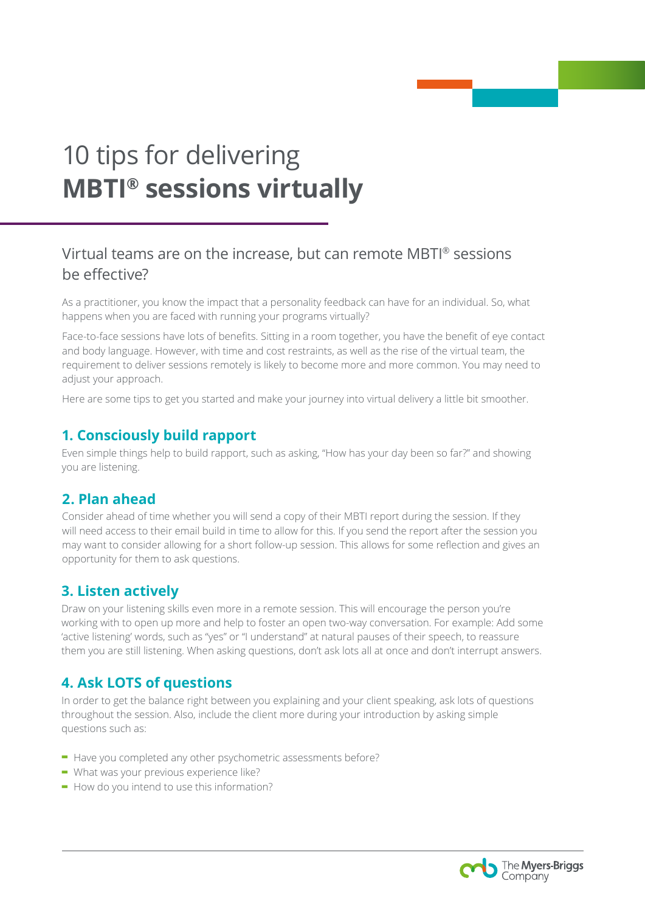# 10 tips for delivering **MBTI® sessions virtually**

## Virtual teams are on the increase, but can remote MBTI® sessions be effective?

As a practitioner, you know the impact that a personality feedback can have for an individual. So, what happens when you are faced with running your programs virtually?

Face-to-face sessions have lots of benefits. Sitting in a room together, you have the benefit of eye contact and body language. However, with time and cost restraints, as well as the rise of the virtual team, the requirement to deliver sessions remotely is likely to become more and more common. You may need to adjust your approach.

Here are some tips to get you started and make your journey into virtual delivery a little bit smoother.

### 1. Consciously build rapport

Even simple things help to build rapport, such as asking, "How has your day been so far?" and showing you are listening.

### 2. Plan ahead

Consider ahead of time whether you will send a copy of their MBTI report during the session. If they will need access to their email build in time to allow for this. If you send the report after the session you may want to consider allowing for a short follow-up session. This allows for some reflection and gives an opportunity for them to ask questions.

### 3. Listen actively

Draw on your listening skills even more in a remote session. This will encourage the person you're working with to open up more and help to foster an open two-way conversation. For example: Add some 'active listening' words, such as "yes" or "I understand" at natural pauses of their speech, to reassure them you are still listening. When asking questions, don't ask lots all at once and don't interrupt answers.

### 4. Ask LOTS of questions

In order to get the balance right between you explaining and your client speaking, ask lots of questions throughout the session. Also, include the client more during your introduction by asking simple questions such as:

- Have you completed any other psychometric assessments before?
- What was your previous experience like?
- How do you intend to use this information?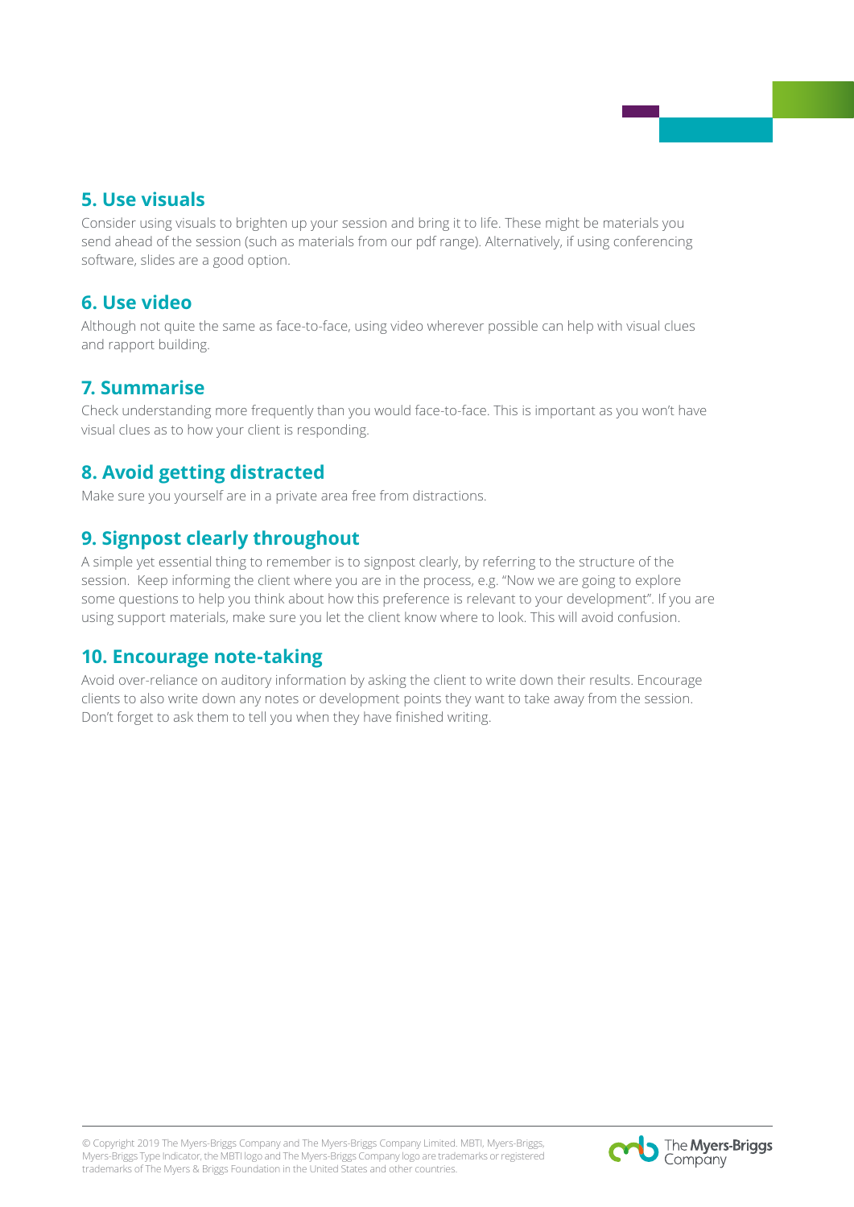## 5. Use visuals

Consider using visuals to brighten up your session and bring it to life. These might be materials you send ahead of the session (such as materials from our pdf range). Alternatively, if using conferencing software, slides are a good option.

## 6. Use video

Although not quite the same as face-to-face, using video wherever possible can help with visual clues and rapport building.

## 7. Summarise

Check understanding more frequently than you would face-to-face. This is important as you won't have visual clues as to how your client is responding.

## 8. Avoid getting distracted

Make sure you yourself are in a private area free from distractions.

## 9. Signpost clearly throughout

A simple yet essential thing to remember is to signpost clearly, by referring to the structure of the session. Keep informing the client where you are in the process, e.g. "Now we are going to explore some questions to help you think about how this preference is relevant to your development". If you are using support materials, make sure you let the client know where to look. This will avoid confusion.

## 10. Encourage note-taking

Avoid over-reliance on auditory information by asking the client to write down their results. Encourage clients to also write down any notes or development points they want to take away from the session. Don't forget to ask them to tell you when they have finished writing.

© Copyright 2019 The Myers-Briggs Company and The Myers-Briggs Company Limited. MBTI, Myers-Briggs, Myers-Briggs Type Indicator, the MBTI logo and The Myers-Briggs Company logo are trademarks or registered trademarks of The Myers & Briggs Foundation in the United States and other countries.